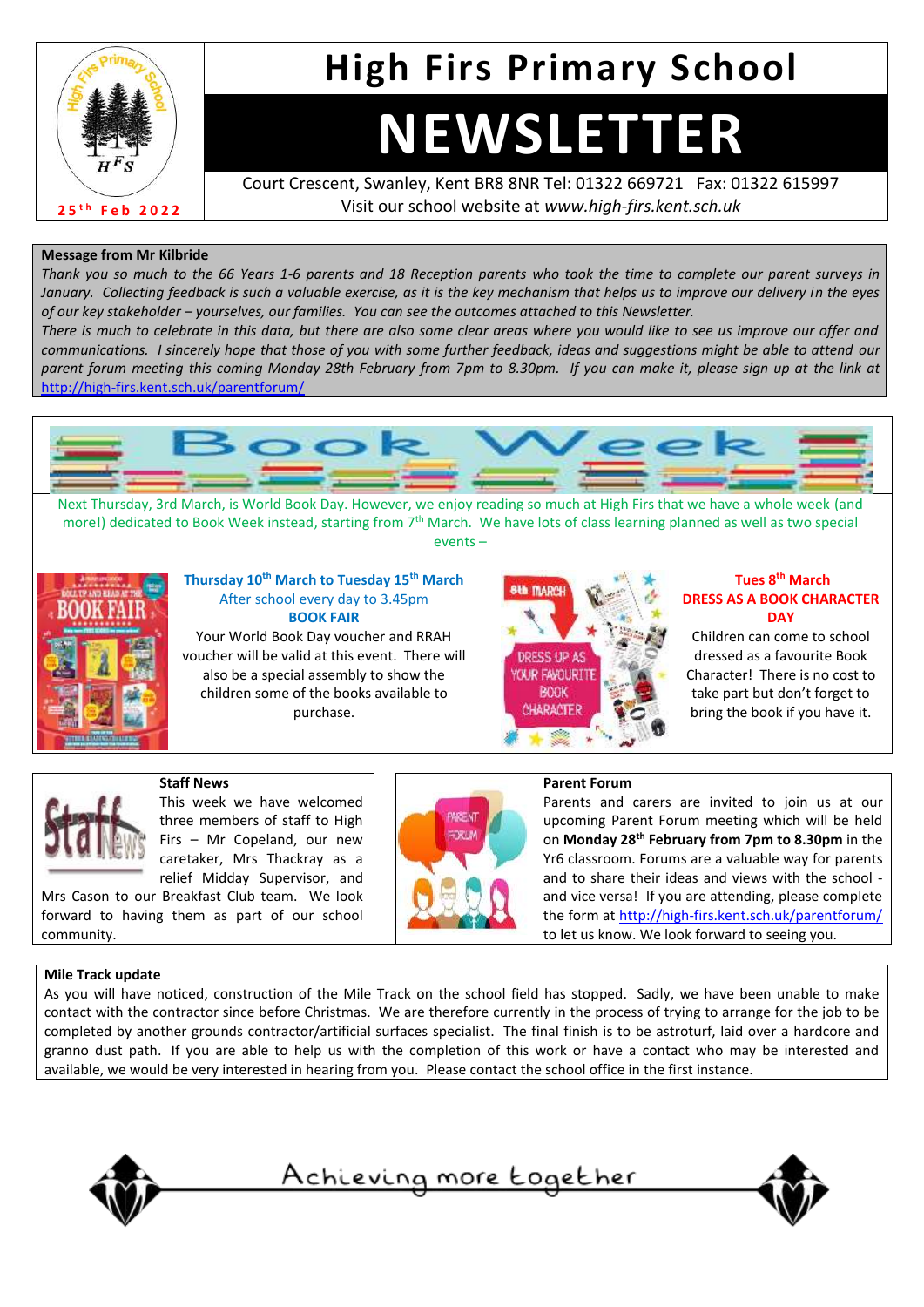# High Firs Primary School

# NEWSLETTER

25th Feb 2022

Court Crescent, Swanley, Kent BR8 8NR Tel: 01322 669721 Fax: 01322 615997
Visit our school website at *www.high-firs.kent.sch.uk*

**Message from Mr Kilbride**

*Thank you so much to the 66 Years 1-6 parents and 18 Reception parents who took the time to complete our parent surveys in January. Collecting feedback is such a valuable exercise, as it is the key mechanism that helps us to improve our delivery in the eyes of our key stakeholder – yourselves, our families. You can see the outcomes attached to this Newsletter.*

*There is much to celebrate in this data, but there are also some clear areas where you would like to see us improve our offer and communications. I sincerely hope that those of you with some further feedback, ideas and suggestions might be able to attend our parent forum meeting this coming Monday 28th February from 7pm to 8.30pm. If you can make it, please sign up at the link at* http://high-firs.kent.sch.uk/parentforum/

## Book Week

Next Thursday, 3rd March, is World Book Day. However, we enjoy reading so much at High Firs that we have a whole week (and more!) dedicated to Book Week instead, starting from 7th March. We have lots of class learning planned as well as two special events –

**Thursday 10th March to Tuesday 15th March**
After school every day to 3.45pm
**BOOK FAIR**
Your World Book Day voucher and RRAH voucher will be valid at this event. There will also be a special assembly to show the children some of the books available to purchase.

**Tues 8th March**
**DRESS AS A BOOK CHARACTER DAY**
Children can come to school dressed as a favourite Book Character! There is no cost to take part but don't forget to bring the book if you have it.

**Staff News**

This week we have welcomed three members of staff to High Firs – Mr Copeland, our new caretaker, Mrs Thackray as a relief Midday Supervisor, and Mrs Cason to our Breakfast Club team. We look forward to having them as part of our school community.

**Parent Forum**

Parents and carers are invited to join us at our upcoming Parent Forum meeting which will be held on **Monday 28th February from 7pm to 8.30pm** in the Yr6 classroom. Forums are a valuable way for parents and to share their ideas and views with the school - and vice versa! If you are attending, please complete the form at http://high-firs.kent.sch.uk/parentforum/ to let us know. We look forward to seeing you.

**Mile Track update**

As you will have noticed, construction of the Mile Track on the school field has stopped. Sadly, we have been unable to make contact with the contractor since before Christmas. We are therefore currently in the process of trying to arrange for the job to be completed by another grounds contractor/artificial surfaces specialist. The final finish is to be astroturf, laid over a hardcore and granno dust path. If you are able to help us with the completion of this work or have a contact who may be interested and available, we would be very interested in hearing from you. Please contact the school office in the first instance.

Achieving more together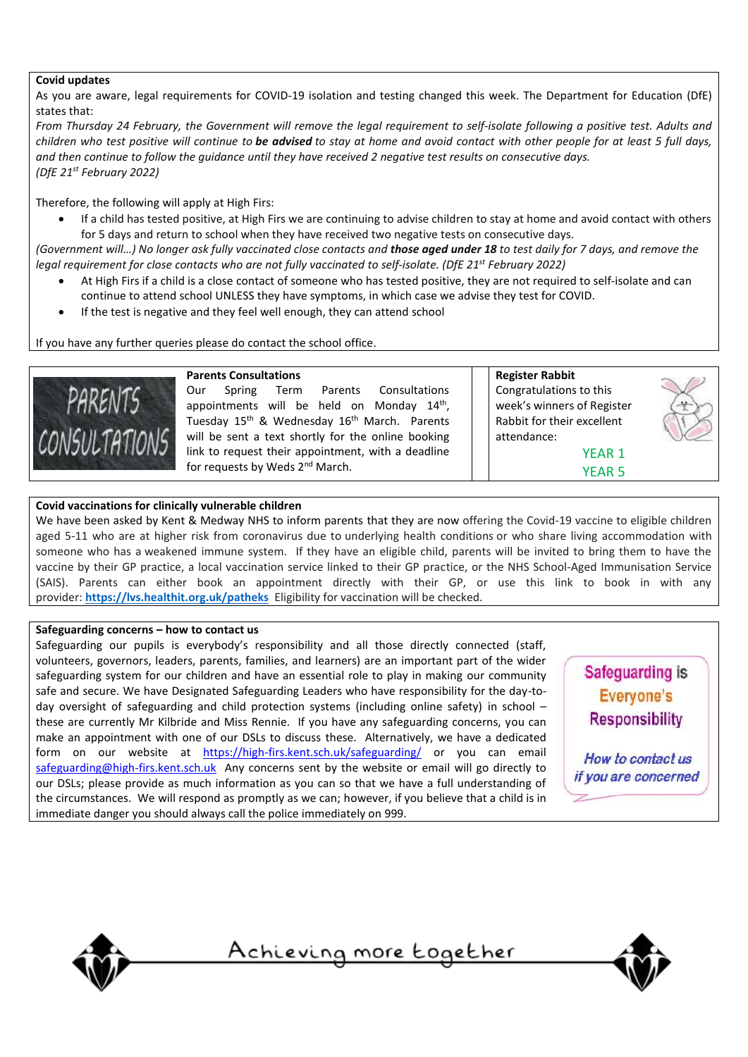**Covid updates**

As you are aware, legal requirements for COVID-19 isolation and testing changed this week. The Department for Education (DfE) states that:

*From Thursday 24 February, the Government will remove the legal requirement to self-isolate following a positive test. Adults and children who test positive will continue to* ***be advised*** *to stay at home and avoid contact with other people for at least 5 full days, and then continue to follow the guidance until they have received 2 negative test results on consecutive days.*
*(DfE 21st February 2022)*

Therefore, the following will apply at High Firs:

- If a child has tested positive, at High Firs we are continuing to advise children to stay at home and avoid contact with others for 5 days and return to school when they have received two negative tests on consecutive days.

*(Government will…) No longer ask fully vaccinated close contacts and* ***those aged under 18*** *to test daily for 7 days, and remove the legal requirement for close contacts who are not fully vaccinated to self-isolate. (DfE 21st February 2022)*

- At High Firs if a child is a close contact of someone who has tested positive, they are not required to self-isolate and can continue to attend school UNLESS they have symptoms, in which case we advise they test for COVID.
- If the test is negative and they feel well enough, they can attend school

If you have any further queries please do contact the school office.

**Parents Consultations**

Our Spring Term Parents Consultations appointments will be held on Monday 14th, Tuesday 15th & Wednesday 16th March. Parents will be sent a text shortly for the online booking link to request their appointment, with a deadline for requests by Weds 2nd March.

**Register Rabbit**

Congratulations to this week's winners of Register Rabbit for their excellent attendance:

YEAR 1

YEAR 5

**Covid vaccinations for clinically vulnerable children**

We have been asked by Kent & Medway NHS to inform parents that they are now offering the Covid-19 vaccine to eligible children aged 5-11 who are at higher risk from coronavirus due to underlying health conditions or who share living accommodation with someone who has a weakened immune system. If they have an eligible child, parents will be invited to bring them to have the vaccine by their GP practice, a local vaccination service linked to their GP practice, or the NHS School-Aged Immunisation Service (SAIS). Parents can either book an appointment directly with their GP, or use this link to book in with any provider: **https://lvs.healthit.org.uk/patheks** Eligibility for vaccination will be checked.

**Safeguarding concerns – how to contact us**

Safeguarding our pupils is everybody's responsibility and all those directly connected (staff, volunteers, governors, leaders, parents, families, and learners) are an important part of the wider safeguarding system for our children and have an essential role to play in making our community safe and secure. We have Designated Safeguarding Leaders who have responsibility for the day-to-day oversight of safeguarding and child protection systems (including online safety) in school – these are currently Mr Kilbride and Miss Rennie. If you have any safeguarding concerns, you can make an appointment with one of our DSLs to discuss these. Alternatively, we have a dedicated form on our website at https://high-firs.kent.sch.uk/safeguarding/ or you can email safeguarding@high-firs.kent.sch.uk Any concerns sent by the website or email will go directly to our DSLs; please provide as much information as you can so that we have a full understanding of the circumstances. We will respond as promptly as we can; however, if you believe that a child is in immediate danger you should always call the police immediately on 999.

Safeguarding is Everyone's Responsibility

*How to contact us if you are concerned*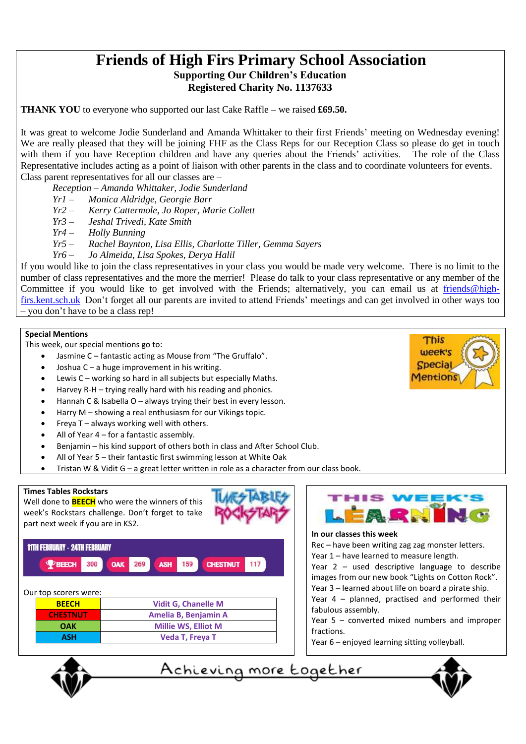# Friends of High Firs Primary School Association

**Supporting Our Children's Education**
**Registered Charity No. 1137633**

**THANK YOU** to everyone who supported our last Cake Raffle – we raised **£69.50.**

It was great to welcome Jodie Sunderland and Amanda Whittaker to their first Friends' meeting on Wednesday evening! We are really pleased that they will be joining FHF as the Class Reps for our Reception Class so please do get in touch with them if you have Reception children and have any queries about the Friends' activities. The role of the Class Representative includes acting as a point of liaison with other parents in the class and to coordinate volunteers for events. Class parent representatives for all our classes are –

*Reception – Amanda Whittaker, Jodie Sunderland*
*Yr1 – Monica Aldridge, Georgie Barr*
*Yr2 – Kerry Cattermole, Jo Roper, Marie Collett*
*Yr3 – Jeshal Trivedi, Kate Smith*
*Yr4 – Holly Bunning*
*Yr5 – Rachel Baynton, Lisa Ellis, Charlotte Tiller, Gemma Sayers*
*Yr6 – Jo Almeida, Lisa Spokes, Derya Halil*

If you would like to join the class representatives in your class you would be made very welcome. There is no limit to the number of class representatives and the more the merrier! Please do talk to your class representative or any member of the Committee if you would like to get involved with the Friends; alternatively, you can email us at friends@high-firs.kent.sch.uk Don't forget all our parents are invited to attend Friends' meetings and can get involved in other ways too – you don't have to be a class rep!

## Special Mentions

This week, our special mentions go to:

- Jasmine C – fantastic acting as Mouse from "The Gruffalo".
- Joshua C – a huge improvement in his writing.
- Lewis C – working so hard in all subjects but especially Maths.
- Harvey R-H – trying really hard with his reading and phonics.
- Hannah C & Isabella O – always trying their best in every lesson.
- Harry M – showing a real enthusiasm for our Vikings topic.
- Freya T – always working well with others.
- All of Year 4 – for a fantastic assembly.
- Benjamin – his kind support of others both in class and After School Club.
- All of Year 5 – their fantastic first swimming lesson at White Oak
- Tristan W & Vidit G – a great letter written in role as a character from our class book.

## Times Tables Rockstars

Well done to **BEECH** who were the winners of this week's Rockstars challenge. Don't forget to take part next week if you are in KS2.

**11TH FEBRUARY - 24TH FEBRUARY**

| BEECH | OAK | ASH | CHESTNUT |
|---|---|---|---|
| 300 | 269 | 159 | 117 |

Our top scorers were:

| | |
|---|---|
| BEECH | Vidit G, Chanelle M |
| CHESTNUT | Amelia B, Benjamin A |
| OAK | Millie WS, Elliot M |
| ASH | Veda T, Freya T |

## This Week's Learning

**In our classes this week**

Rec – have been writing zag zag monster letters.
Year 1 – have learned to measure length.
Year 2 – used descriptive language to describe images from our new book "Lights on Cotton Rock".
Year 3 – learned about life on board a pirate ship.
Year 4 – planned, practised and performed their fabulous assembly.
Year 5 – converted mixed numbers and improper fractions.
Year 6 – enjoyed learning sitting volleyball.

Achieving more together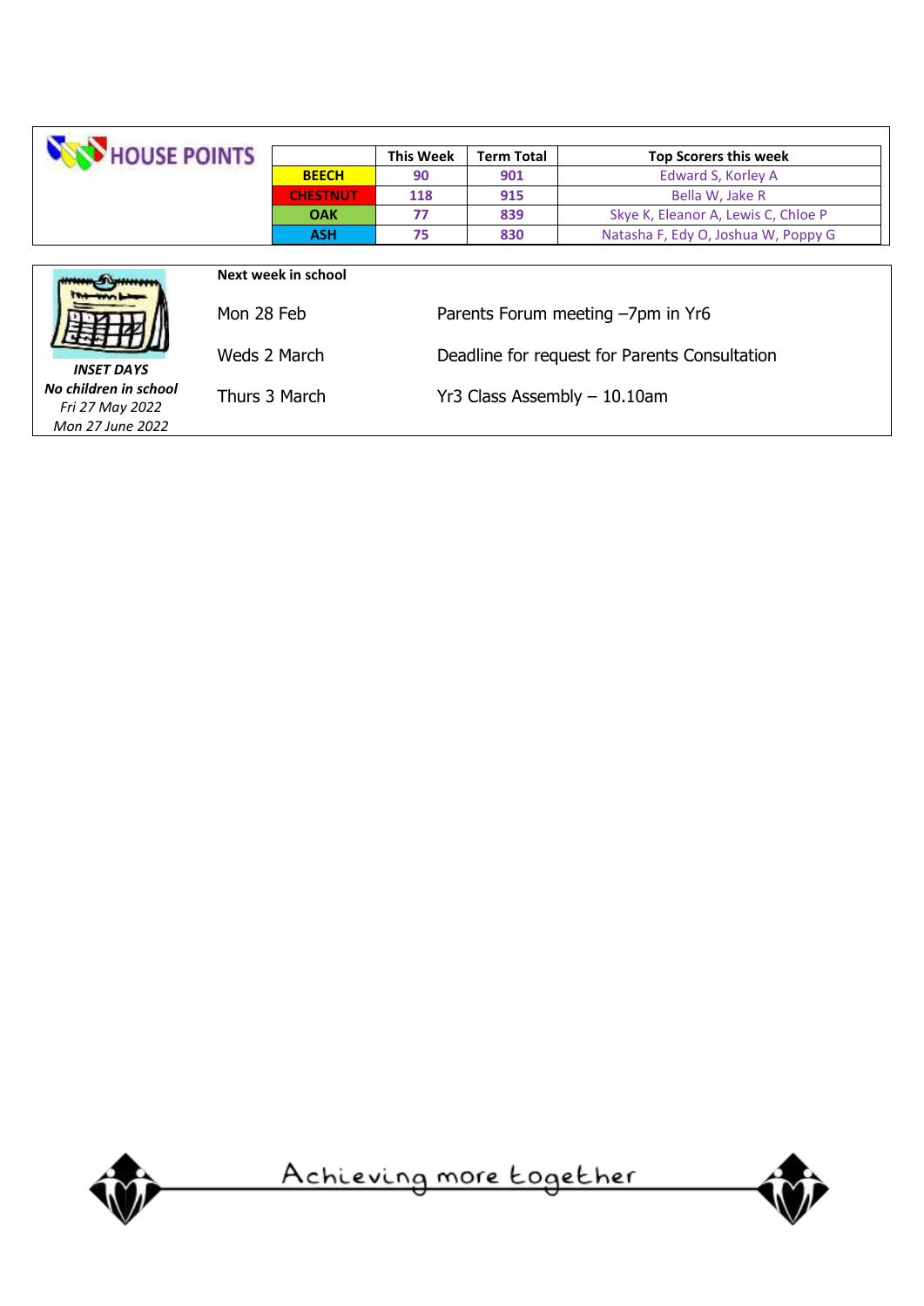## HOUSE POINTS

| | This Week | Term Total | Top Scorers this week |
|---|---|---|---|
| BEECH | 90 | 901 | Edward S, Korley A |
| CHESTNUT | 118 | 915 | Bella W, Jake R |
| OAK | 77 | 839 | Skye K, Eleanor A, Lewis C, Chloe P |
| ASH | 75 | 830 | Natasha F, Edy O, Joshua W, Poppy G |

***INSET DAYS***
***No children in school***
*Fri 27 May 2022*
*Mon 27 June 2022*

**Next week in school**

| | |
|---|---|
| Mon 28 Feb | Parents Forum meeting –7pm in Yr6 |
| Weds 2 March | Deadline for request for Parents Consultation |
| Thurs 3 March | Yr3 Class Assembly – 10.10am |

Achieving more together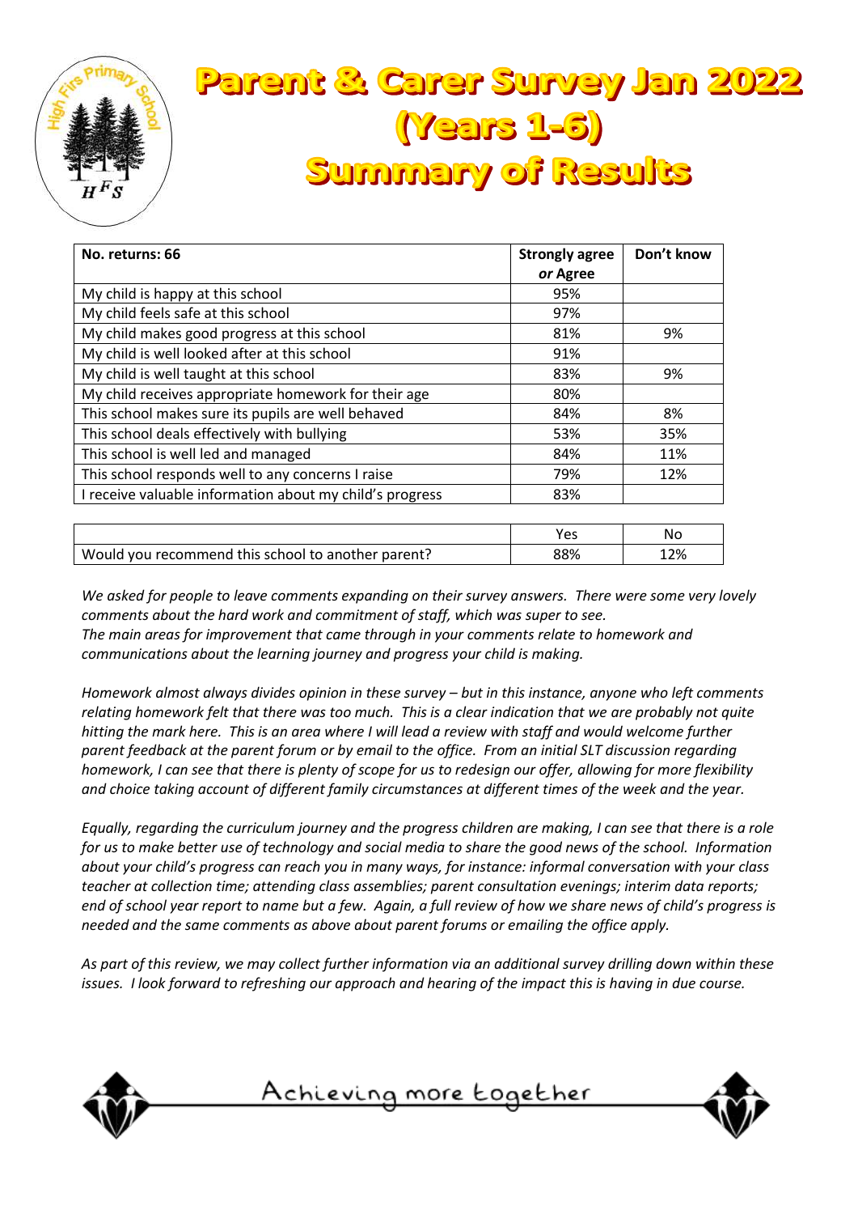# Parent & Carer Survey Jan 2022 (Years 1-6) Summary of Results

| No. returns: 66 | Strongly agree *or* Agree | Don't know |
|---|---|---|
| My child is happy at this school | 95% | |
| My child feels safe at this school | 97% | |
| My child makes good progress at this school | 81% | 9% |
| My child is well looked after at this school | 91% | |
| My child is well taught at this school | 83% | 9% |
| My child receives appropriate homework for their age | 80% | |
| This school makes sure its pupils are well behaved | 84% | 8% |
| This school deals effectively with bullying | 53% | 35% |
| This school is well led and managed | 84% | 11% |
| This school responds well to any concerns I raise | 79% | 12% |
| I receive valuable information about my child's progress | 83% | |

| | Yes | No |
|---|---|---|
| Would you recommend this school to another parent? | 88% | 12% |

*We asked for people to leave comments expanding on their survey answers. There were some very lovely comments about the hard work and commitment of staff, which was super to see.*
*The main areas for improvement that came through in your comments relate to homework and communications about the learning journey and progress your child is making.*

*Homework almost always divides opinion in these survey – but in this instance, anyone who left comments relating homework felt that there was too much. This is a clear indication that we are probably not quite hitting the mark here. This is an area where I will lead a review with staff and would welcome further parent feedback at the parent forum or by email to the office. From an initial SLT discussion regarding homework, I can see that there is plenty of scope for us to redesign our offer, allowing for more flexibility and choice taking account of different family circumstances at different times of the week and the year.*

*Equally, regarding the curriculum journey and the progress children are making, I can see that there is a role for us to make better use of technology and social media to share the good news of the school. Information about your child's progress can reach you in many ways, for instance: informal conversation with your class teacher at collection time; attending class assemblies; parent consultation evenings; interim data reports; end of school year report to name but a few. Again, a full review of how we share news of child's progress is needed and the same comments as above about parent forums or emailing the office apply.*

*As part of this review, we may collect further information via an additional survey drilling down within these issues. I look forward to refreshing our approach and hearing of the impact this is having in due course.*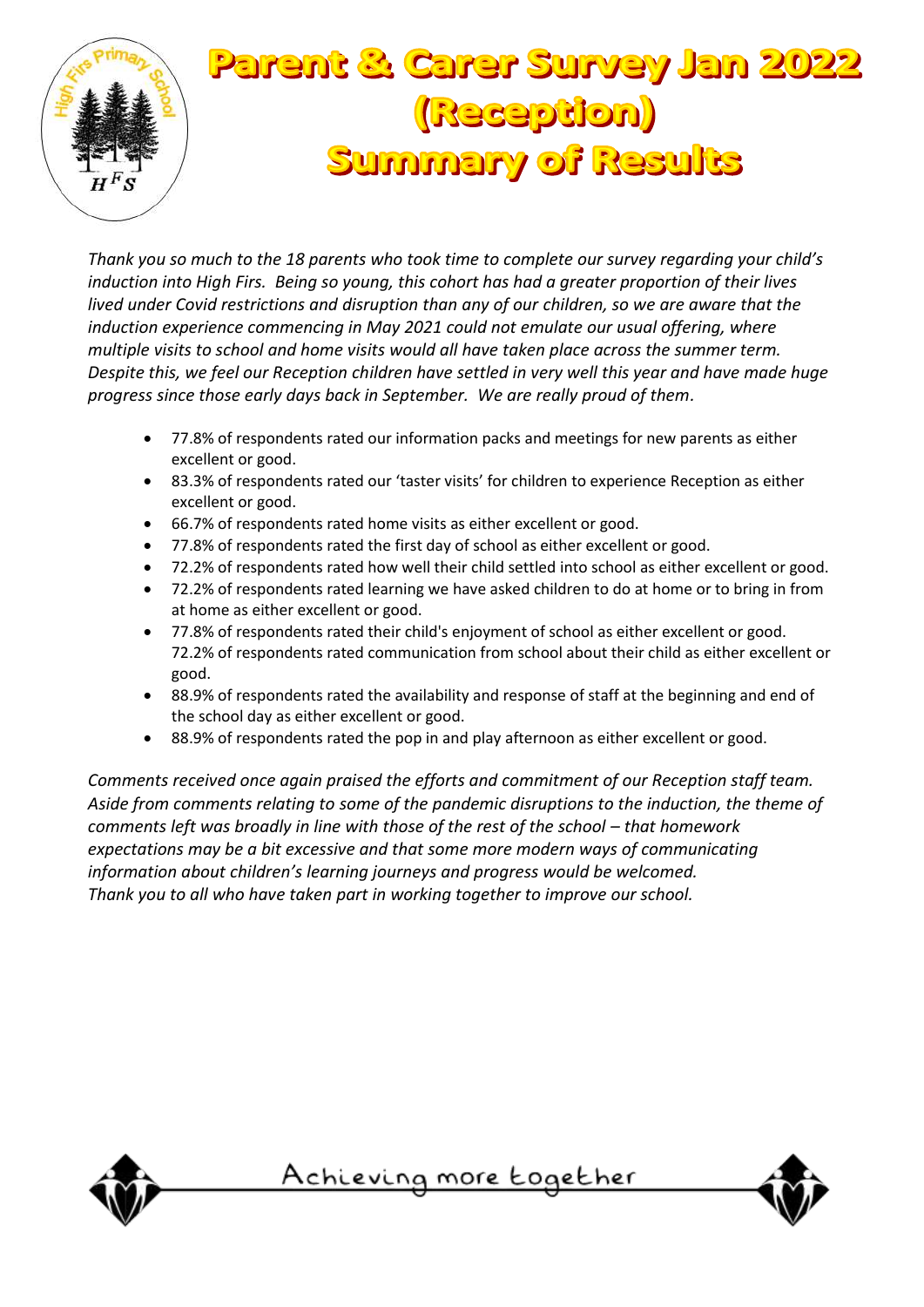# Parent & Carer Survey Jan 2022 (Reception) Summary of Results

*Thank you so much to the 18 parents who took time to complete our survey regarding your child's induction into High Firs. Being so young, this cohort has had a greater proportion of their lives lived under Covid restrictions and disruption than any of our children, so we are aware that the induction experience commencing in May 2021 could not emulate our usual offering, where multiple visits to school and home visits would all have taken place across the summer term. Despite this, we feel our Reception children have settled in very well this year and have made huge progress since those early days back in September. We are really proud of them.*

- 77.8% of respondents rated our information packs and meetings for new parents as either excellent or good.
- 83.3% of respondents rated our 'taster visits' for children to experience Reception as either excellent or good.
- 66.7% of respondents rated home visits as either excellent or good.
- 77.8% of respondents rated the first day of school as either excellent or good.
- 72.2% of respondents rated how well their child settled into school as either excellent or good.
- 72.2% of respondents rated learning we have asked children to do at home or to bring in from at home as either excellent or good.
- 77.8% of respondents rated their child's enjoyment of school as either excellent or good. 72.2% of respondents rated communication from school about their child as either excellent or good.
- 88.9% of respondents rated the availability and response of staff at the beginning and end of the school day as either excellent or good.
- 88.9% of respondents rated the pop in and play afternoon as either excellent or good.

*Comments received once again praised the efforts and commitment of our Reception staff team. Aside from comments relating to some of the pandemic disruptions to the induction, the theme of comments left was broadly in line with those of the rest of the school – that homework expectations may be a bit excessive and that some more modern ways of communicating information about children's learning journeys and progress would be welcomed. Thank you to all who have taken part in working together to improve our school.*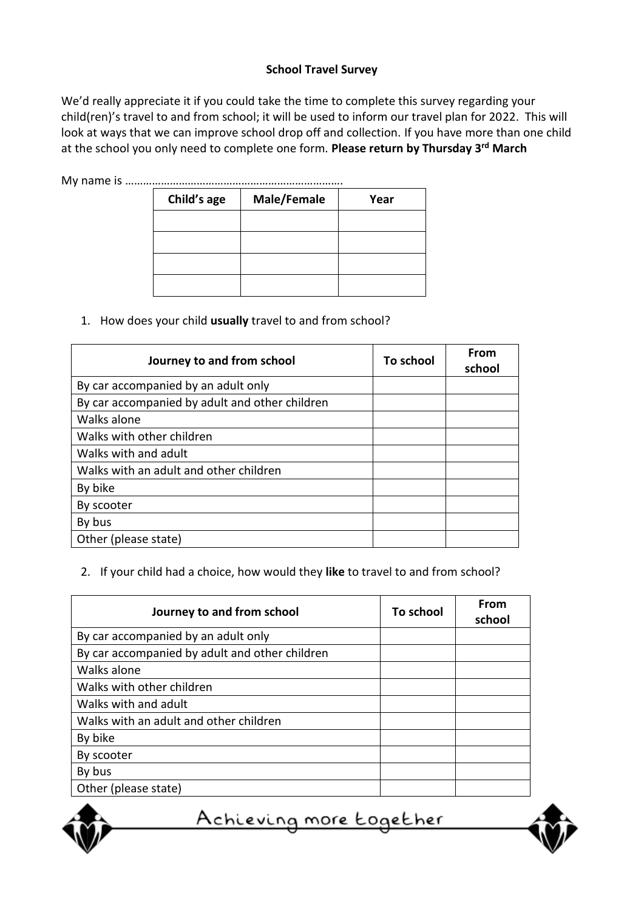**School Travel Survey**

We'd really appreciate it if you could take the time to complete this survey regarding your child(ren)'s travel to and from school; it will be used to inform our travel plan for 2022. This will look at ways that we can improve school drop off and collection. If you have more than one child at the school you only need to complete one form. **Please return by Thursday 3rd March**

My name is ……………………………………………………………….

| Child's age | Male/Female | Year |
|---|---|---|
| | | |
| | | |
| | | |
| | | |

1. How does your child **usually** travel to and from school?

| Journey to and from school | To school | From school |
|---|---|---|
| By car accompanied by an adult only | | |
| By car accompanied by adult and other children | | |
| Walks alone | | |
| Walks with other children | | |
| Walks with and adult | | |
| Walks with an adult and other children | | |
| By bike | | |
| By scooter | | |
| By bus | | |
| Other (please state) | | |

2. If your child had a choice, how would they **like** to travel to and from school?

| Journey to and from school | To school | From school |
|---|---|---|
| By car accompanied by an adult only | | |
| By car accompanied by adult and other children | | |
| Walks alone | | |
| Walks with other children | | |
| Walks with and adult | | |
| Walks with an adult and other children | | |
| By bike | | |
| By scooter | | |
| By bus | | |
| Other (please state) | | |

Achieving more together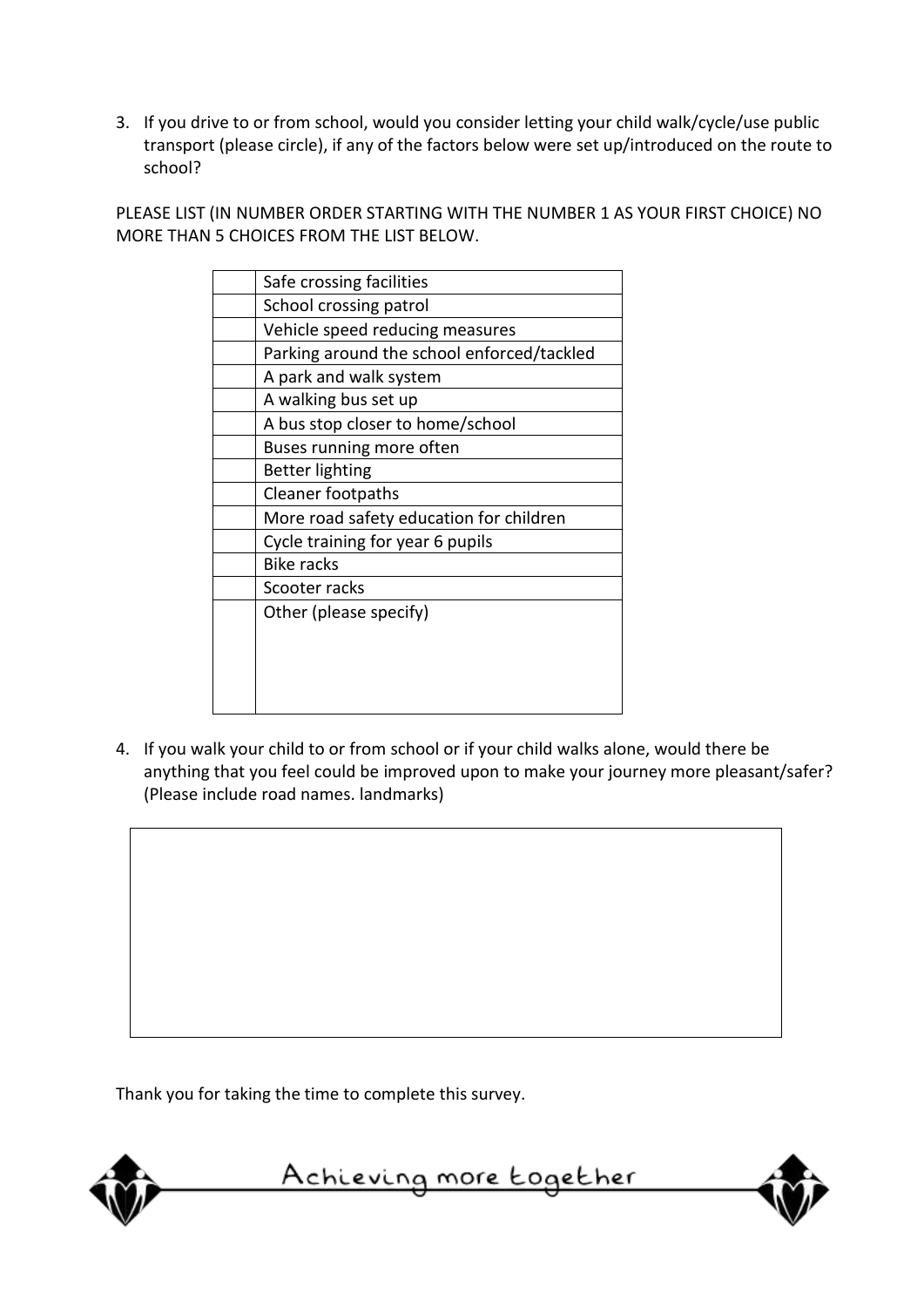3. If you drive to or from school, would you consider letting your child walk/cycle/use public transport (please circle), if any of the factors below were set up/introduced on the route to school?

PLEASE LIST (IN NUMBER ORDER STARTING WITH THE NUMBER 1 AS YOUR FIRST CHOICE) NO MORE THAN 5 CHOICES FROM THE LIST BELOW.

| | |
|---|---|
| | Safe crossing facilities |
| | School crossing patrol |
| | Vehicle speed reducing measures |
| | Parking around the school enforced/tackled |
| | A park and walk system |
| | A walking bus set up |
| | A bus stop closer to home/school |
| | Buses running more often |
| | Better lighting |
| | Cleaner footpaths |
| | More road safety education for children |
| | Cycle training for year 6 pupils |
| | Bike racks |
| | Scooter racks |
| | Other (please specify) |

4. If you walk your child to or from school or if your child walks alone, would there be anything that you feel could be improved upon to make your journey more pleasant/safer? (Please include road names. landmarks)

| |
|---|
| |

Thank you for taking the time to complete this survey.

Achieving more together